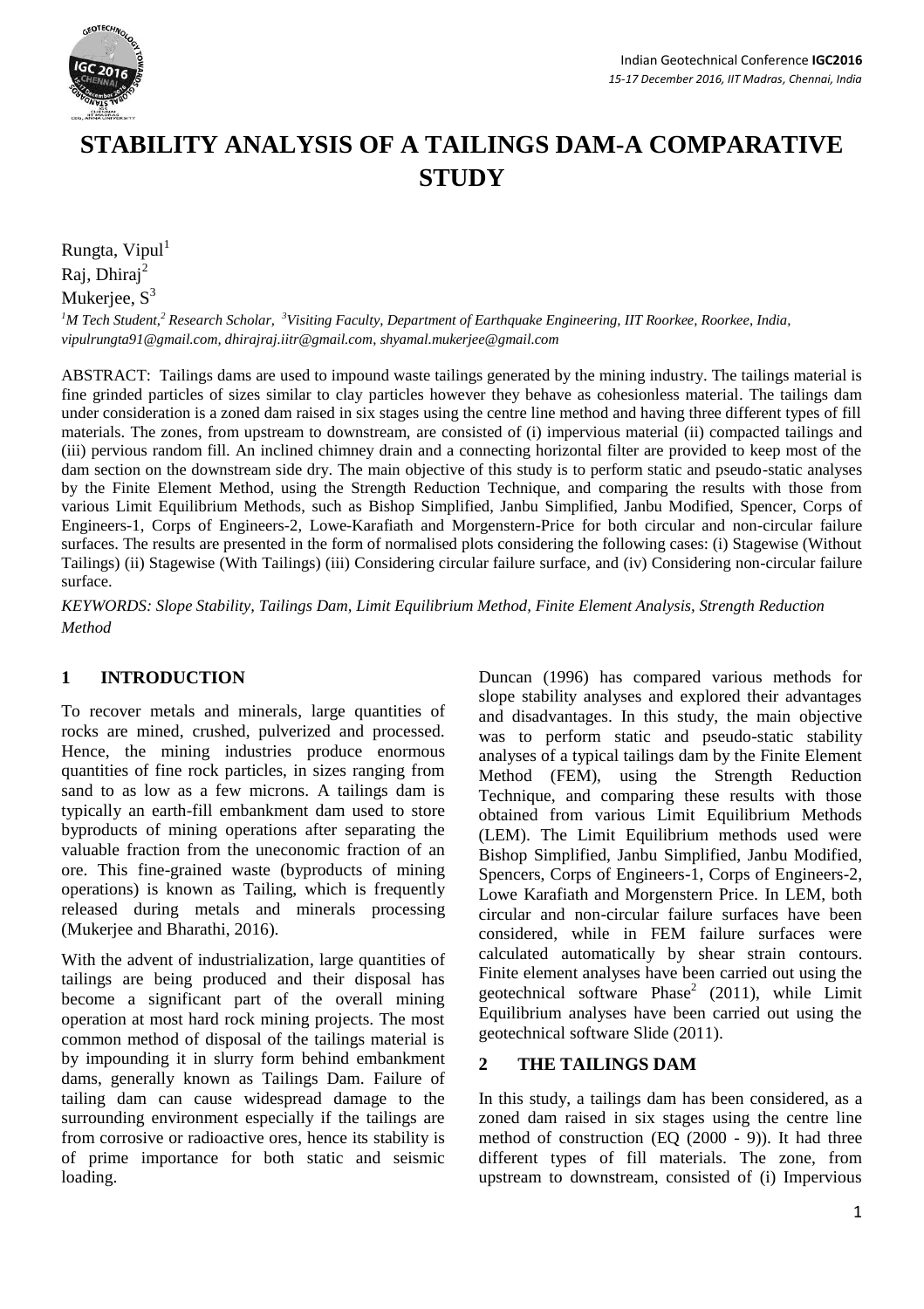# STABILITY ANALYSIS OF A TAILINGS DAM-A COMPARATIVE STUDY

Rungta, Vipul[1]
Raj, Dhiraj[2]
Mukerjee, S[3]

[1]*M Tech Student,* [2]*Research Scholar,* [3]*Visiting Faculty, Department of Earthquake Engineering, IIT Roorkee, Roorkee, India, vipulrungta91@gmail.com, dhirajraj.iitr@gmail.com, shyamal.mukerjee@gmail.com*

ABSTRACT: Tailings dams are used to impound waste tailings generated by the mining industry. The tailings material is fine grinded particles of sizes similar to clay particles however they behave as cohesionless material. The tailings dam under consideration is a zoned dam raised in six stages using the centre line method and having three different types of fill materials. The zones, from upstream to downstream, are consisted of (i) impervious material (ii) compacted tailings and (iii) pervious random fill. An inclined chimney drain and a connecting horizontal filter are provided to keep most of the dam section on the downstream side dry. The main objective of this study is to perform static and pseudo-static analyses by the Finite Element Method, using the Strength Reduction Technique, and comparing the results with those from various Limit Equilibrium Methods, such as Bishop Simplified, Janbu Simplified, Janbu Modified, Spencer, Corps of Engineers-1, Corps of Engineers-2, Lowe-Karafiath and Morgenstern-Price for both circular and non-circular failure surfaces. The results are presented in the form of normalised plots considering the following cases: (i) Stagewise (Without Tailings) (ii) Stagewise (With Tailings) (iii) Considering circular failure surface, and (iv) Considering non-circular failure surface.

*KEYWORDS: Slope Stability, Tailings Dam, Limit Equilibrium Method, Finite Element Analysis, Strength Reduction Method*

## 1 INTRODUCTION

To recover metals and minerals, large quantities of rocks are mined, crushed, pulverized and processed. Hence, the mining industries produce enormous quantities of fine rock particles, in sizes ranging from sand to as low as a few microns. A tailings dam is typically an earth-fill embankment dam used to store byproducts of mining operations after separating the valuable fraction from the uneconomic fraction of an ore. This fine-grained waste (byproducts of mining operations) is known as Tailing, which is frequently released during metals and minerals processing (Mukerjee and Bharathi, 2016).

With the advent of industrialization, large quantities of tailings are being produced and their disposal has become a significant part of the overall mining operation at most hard rock mining projects. The most common method of disposal of the tailings material is by impounding it in slurry form behind embankment dams, generally known as Tailings Dam. Failure of tailing dam can cause widespread damage to the surrounding environment especially if the tailings are from corrosive or radioactive ores, hence its stability is of prime importance for both static and seismic loading.

Duncan (1996) has compared various methods for slope stability analyses and explored their advantages and disadvantages. In this study, the main objective was to perform static and pseudo-static stability analyses of a typical tailings dam by the Finite Element Method (FEM), using the Strength Reduction Technique, and comparing these results with those obtained from various Limit Equilibrium Methods (LEM). The Limit Equilibrium methods used were Bishop Simplified, Janbu Simplified, Janbu Modified, Spencers, Corps of Engineers-1, Corps of Engineers-2, Lowe Karafiath and Morgenstern Price. In LEM, both circular and non-circular failure surfaces have been considered, while in FEM failure surfaces were calculated automatically by shear strain contours. Finite element analyses have been carried out using the geotechnical software Phase[2] (2011), while Limit Equilibrium analyses have been carried out using the geotechnical software Slide (2011).

## 2 THE TAILINGS DAM

In this study, a tailings dam has been considered, as a zoned dam raised in six stages using the centre line method of construction (EQ (2000 - 9)). It had three different types of fill materials. The zone, from upstream to downstream, consisted of (i) Impervious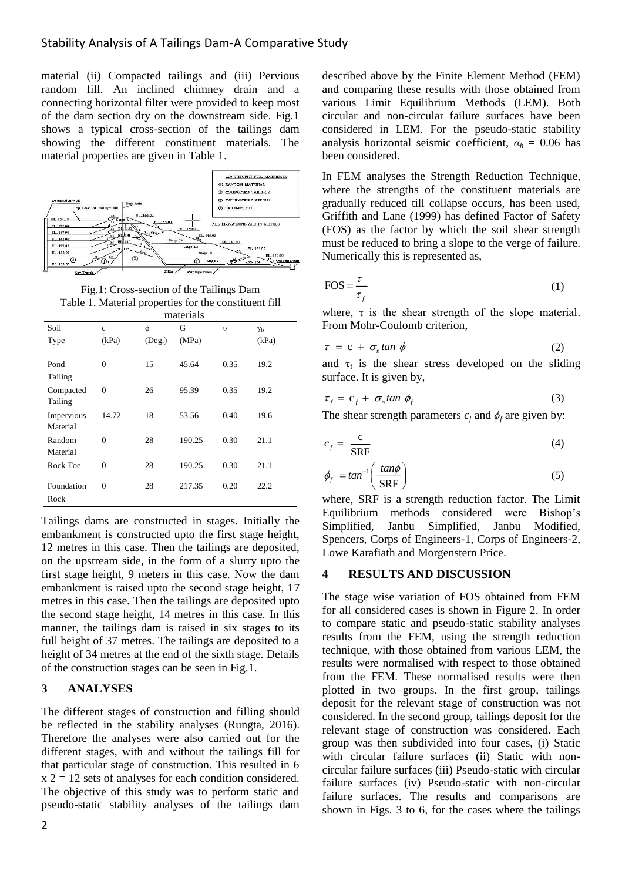material (ii) Compacted tailings and (iii) Pervious random fill. An inclined chimney drain and a connecting horizontal filter were provided to keep most of the dam section dry on the downstream side. Fig.1 shows a typical cross-section of the tailings dam showing the different constituent materials. The material properties are given in Table 1.

Fig.1: Cross-section of the Tailings Dam

Table 1. Material properties for the constituent fill materials

| Soil Type | c (kPa) | ϕ (Deg.) | G (MPa) | υ | $\gamma_b$ (kPa) |
|---|---|---|---|---|---|
| Pond Tailing | 0 | 15 | 45.64 | 0.35 | 19.2 |
| Compacted Tailing | 0 | 26 | 95.39 | 0.35 | 19.2 |
| Impervious Material | 14.72 | 18 | 53.56 | 0.40 | 19.6 |
| Random Material | 0 | 28 | 190.25 | 0.30 | 21.1 |
| Rock Toe | 0 | 28 | 190.25 | 0.30 | 21.1 |
| Foundation Rock | 0 | 28 | 217.35 | 0.20 | 22.2 |

Tailings dams are constructed in stages. Initially the embankment is constructed upto the first stage height, 12 metres in this case. Then the tailings are deposited, on the upstream side, in the form of a slurry upto the first stage height, 9 meters in this case. Now the dam embankment is raised upto the second stage height, 17 metres in this case. Then the tailings are deposited upto the second stage height, 14 metres in this case. In this manner, the tailings dam is raised in six stages to its full height of 37 metres. The tailings are deposited to a height of 34 metres at the end of the sixth stage. Details of the construction stages can be seen in Fig.1.

## 3 ANALYSES

The different stages of construction and filling should be reflected in the stability analyses (Rungta, 2016). Therefore the analyses were also carried out for the different stages, with and without the tailings fill for that particular stage of construction. This resulted in 6 x 2 = 12 sets of analyses for each condition considered. The objective of this study was to perform static and pseudo-static stability analyses of the tailings dam described above by the Finite Element Method (FEM) and comparing these results with those obtained from various Limit Equilibrium Methods (LEM). Both circular and non-circular failure surfaces have been considered in LEM. For the pseudo-static stability analysis horizontal seismic coefficient, $\alpha_h$ = 0.06 has been considered.

In FEM analyses the Strength Reduction Technique, where the strengths of the constituent materials are gradually reduced till collapse occurs, has been used, Griffith and Lane (1999) has defined Factor of Safety (FOS) as the factor by which the soil shear strength must be reduced to bring a slope to the verge of failure. Numerically this is represented as,

$$\text{FOS} = \frac{\tau}{\tau_f} \tag{1}$$

where, $\tau$ is the shear strength of the slope material. From Mohr-Coulomb criterion,

$$\tau = \text{c} + \sigma_n \tan \phi \tag{2}$$

and $\tau_f$ is the shear stress developed on the sliding surface. It is given by,

$$\tau_f = \text{c}_f + \sigma_n \tan \phi_f \tag{3}$$

The shear strength parameters $c_f$ and $\phi_f$ are given by:

$$c_f = \frac{\text{c}}{\text{SRF}} \tag{4}$$

$$\phi_f = \tan^{-1}\left(\frac{\tan\phi}{\text{SRF}}\right) \tag{5}$$

where, SRF is a strength reduction factor. The Limit Equilibrium methods considered were Bishop's Simplified, Janbu Simplified, Janbu Modified, Spencers, Corps of Engineers-1, Corps of Engineers-2, Lowe Karafiath and Morgenstern Price.

## 4 RESULTS AND DISCUSSION

The stage wise variation of FOS obtained from FEM for all considered cases is shown in Figure 2. In order to compare static and pseudo-static stability analyses results from the FEM, using the strength reduction technique, with those obtained from various LEM, the results were normalised with respect to those obtained from the FEM. These normalised results were then plotted in two groups. In the first group, tailings deposit for the relevant stage of construction was not considered. In the second group, tailings deposit for the relevant stage of construction was considered. Each group was then subdivided into four cases, (i) Static with circular failure surfaces (ii) Static with non-circular failure surfaces (iii) Pseudo-static with circular failure surfaces (iv) Pseudo-static with non-circular failure surfaces. The results and comparisons are shown in Figs. 3 to 6, for the cases where the tailings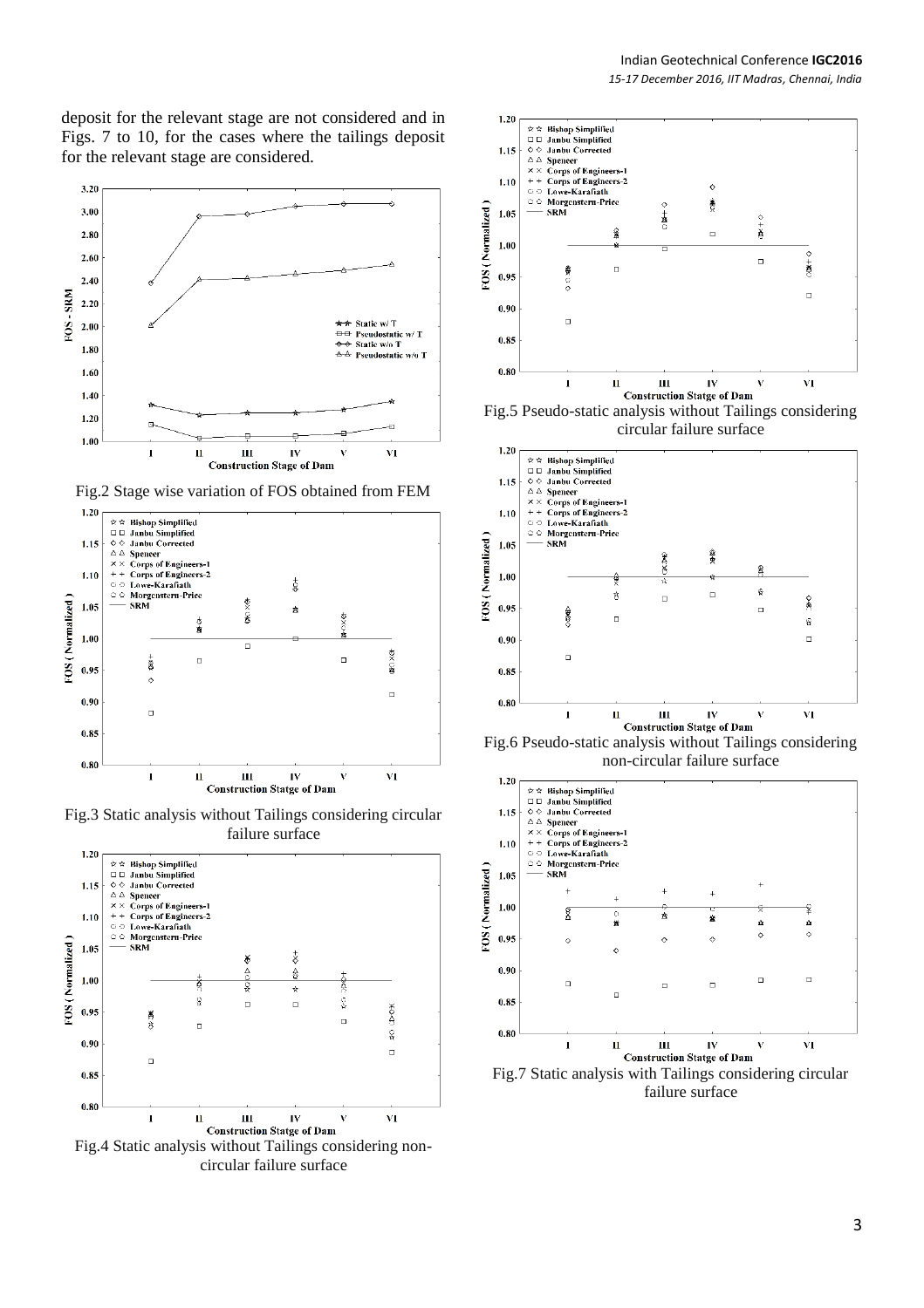deposit for the relevant stage are not considered and in Figs. 7 to 10, for the cases where the tailings deposit for the relevant stage are considered.

Fig.2 Stage wise variation of FOS obtained from FEM

Fig.3 Static analysis without Tailings considering circular failure surface

Fig.4 Static analysis without Tailings considering non-circular failure surface

Fig.5 Pseudo-static analysis without Tailings considering circular failure surface

Fig.6 Pseudo-static analysis without Tailings considering non-circular failure surface

Fig.7 Static analysis with Tailings considering circular failure surface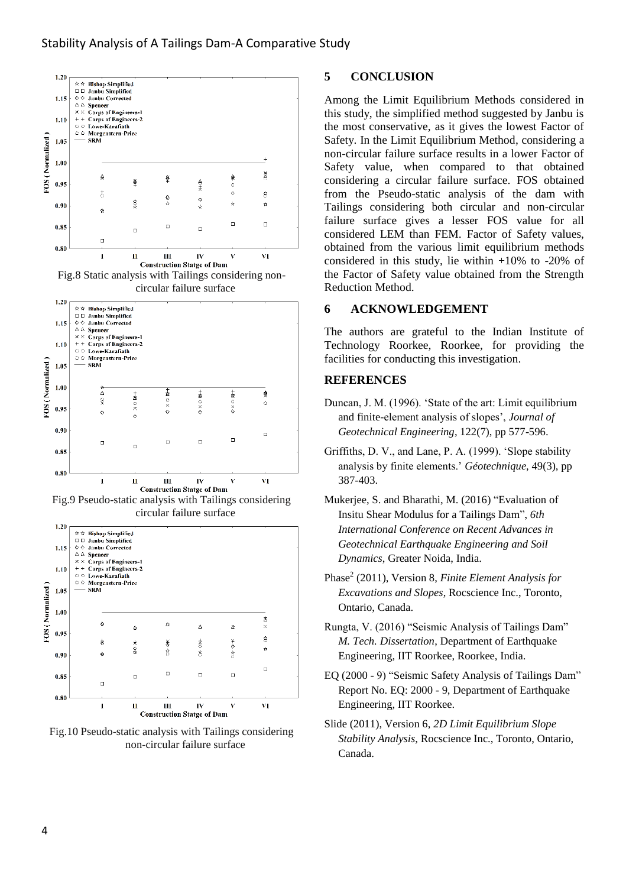1.20
☆☆ Bishop Simplified
□□ Janbu Simplified
◇◇ Janbu Corrected
△△ Spencer
×× Corps of Engineers-1
++ Corps of Engineers-2
○○ Lowe-Karafiath
⬠⬠ Morgenstern-Price
— SRM
1.15
1.10
1.05
1.00
0.95
0.90
0.85
0.80
FOS ( Normalized )
I II III IV V VI
Construction Statge of Dam

Fig.8 Static analysis with Tailings considering non-circular failure surface

1.20
☆☆ Bishop Simplified
□□ Janbu Simplified
◇◇ Janbu Corrected
△△ Spencer
×× Corps of Engineers-1
++ Corps of Engineers-2
○○ Lowe-Karafiath
⬠⬠ Morgenstern-Price
— SRM
1.15
1.10
1.05
1.00
0.95
0.90
0.85
0.80
FOS ( Normalized )
I II III IV V VI
Construction Statge of Dam

Fig.9 Pseudo-static analysis with Tailings considering circular failure surface

1.20
☆☆ Bishop Simplified
□□ Janbu Simplified
◇◇ Janbu Corrected
△△ Spencer
×× Corps of Engineers-1
++ Corps of Engineers-2
○○ Lowe-Karafiath
⬠⬠ Morgenstern-Price
— SRM
1.15
1.10
1.05
1.00
0.95
0.90
0.85
0.80
FOS ( Normalized )
I II III IV V VI
Construction Statge of Dam

Fig.10 Pseudo-static analysis with Tailings considering non-circular failure surface

## 5 CONCLUSION

Among the Limit Equilibrium Methods considered in this study, the simplified method suggested by Janbu is the most conservative, as it gives the lowest Factor of Safety. In the Limit Equilibrium Method, considering a non-circular failure surface results in a lower Factor of Safety value, when compared to that obtained considering a circular failure surface. FOS obtained from the Pseudo-static analysis of the dam with Tailings considering both circular and non-circular failure surface gives a lesser FOS value for all considered LEM than FEM. Factor of Safety values, obtained from the various limit equilibrium methods considered in this study, lie within +10% to -20% of the Factor of Safety value obtained from the Strength Reduction Method.

## 6 ACKNOWLEDGEMENT

The authors are grateful to the Indian Institute of Technology Roorkee, Roorkee, for providing the facilities for conducting this investigation.

## REFERENCES

Duncan, J. M. (1996). 'State of the art: Limit equilibrium and finite-element analysis of slopes', *Journal of Geotechnical Engineering*, 122(7), pp 577-596.

Griffiths, D. V., and Lane, P. A. (1999). 'Slope stability analysis by finite elements.' *Géotechnique*, 49(3), pp 387-403.

Mukerjee, S. and Bharathi, M. (2016) "Evaluation of Insitu Shear Modulus for a Tailings Dam", *6th International Conference on Recent Advances in Geotechnical Earthquake Engineering and Soil Dynamics*, Greater Noida, India.

Phase[2] (2011), Version 8, *Finite Element Analysis for Excavations and Slopes*, Rocscience Inc., Toronto, Ontario, Canada.

Rungta, V. (2016) "Seismic Analysis of Tailings Dam" *M. Tech. Dissertation*, Department of Earthquake Engineering, IIT Roorkee, Roorkee, India.

EQ (2000 - 9) "Seismic Safety Analysis of Tailings Dam" Report No. EQ: 2000 - 9, Department of Earthquake Engineering, IIT Roorkee.

Slide (2011), Version 6, *2D Limit Equilibrium Slope Stability Analysis*, Rocscience Inc., Toronto, Ontario, Canada.